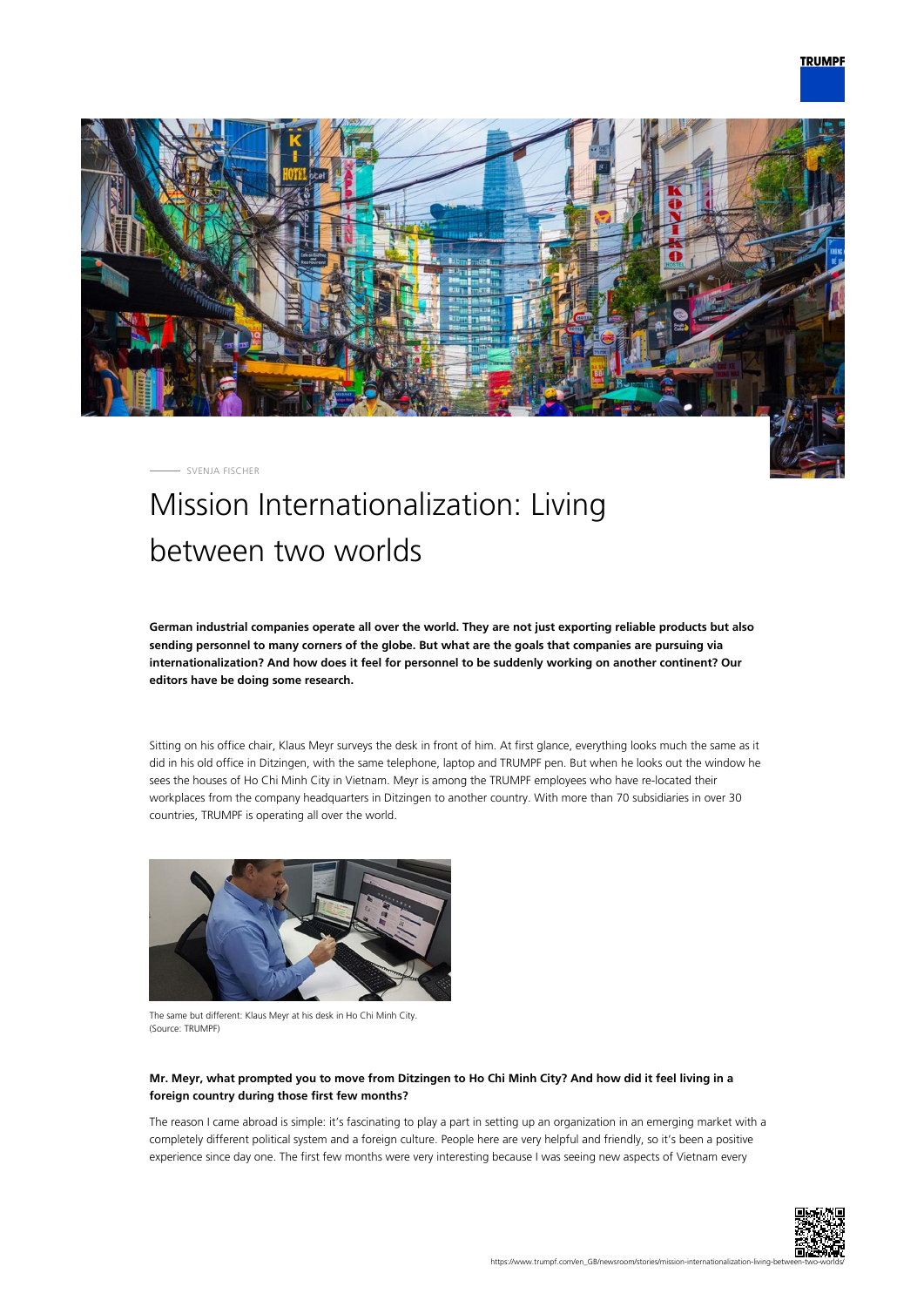SVENJA FISCHER

# Mission Internationalization: Living between two worlds

**German industrial companies operate all over the world. They are not just exporting reliable products but also sending personnel to many corners of the globe. But what are the goals that companies are pursuing via internationalization? And how does it feel for personnel to be suddenly working on another continent? Our editors have be doing some research.**

Sitting on his office chair, Klaus Meyr surveys the desk in front of him. At first glance, everything looks much the same as it did in his old office in Ditzingen, with the same telephone, laptop and TRUMPF pen. But when he looks out the window he sees the houses of Ho Chi Minh City in Vietnam. Meyr is among the TRUMPF employees who have re-located their workplaces from the company headquarters in Ditzingen to another country. With more than 70 subsidiaries in over 30 countries, TRUMPF is operating all over the world.

The same but different: Klaus Meyr at his desk in Ho Chi Minh City. (Source: TRUMPF)

**Mr. Meyr, what prompted you to move from Ditzingen to Ho Chi Minh City? And how did it feel living in a foreign country during those first few months?**

The reason I came abroad is simple: it's fascinating to play a part in setting up an organization in an emerging market with a completely different political system and a foreign culture. People here are very helpful and friendly, so it's been a positive experience since day one. The first few months were very interesting because I was seeing new aspects of Vietnam every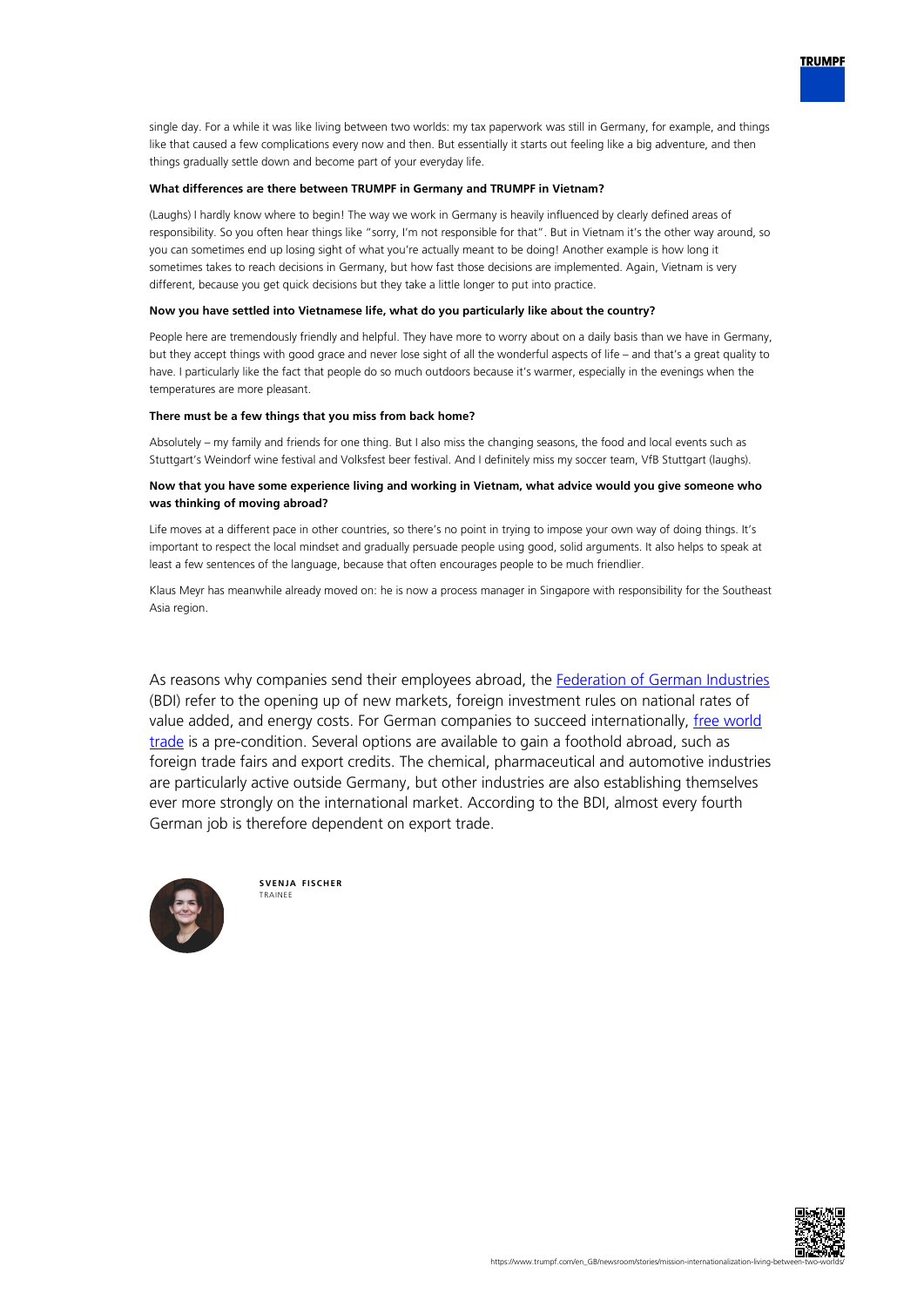single day. For a while it was like living between two worlds: my tax paperwork was still in Germany, for example, and things like that caused a few complications every now and then. But essentially it starts out feeling like a big adventure, and then things gradually settle down and become part of your everyday life.

**What differences are there between TRUMPF in Germany and TRUMPF in Vietnam?**

(Laughs) I hardly know where to begin! The way we work in Germany is heavily influenced by clearly defined areas of responsibility. So you often hear things like "sorry, I'm not responsible for that". But in Vietnam it's the other way around, so you can sometimes end up losing sight of what you're actually meant to be doing! Another example is how long it sometimes takes to reach decisions in Germany, but how fast those decisions are implemented. Again, Vietnam is very different, because you get quick decisions but they take a little longer to put into practice.

**Now you have settled into Vietnamese life, what do you particularly like about the country?**

People here are tremendously friendly and helpful. They have more to worry about on a daily basis than we have in Germany, but they accept things with good grace and never lose sight of all the wonderful aspects of life – and that's a great quality to have. I particularly like the fact that people do so much outdoors because it's warmer, especially in the evenings when the temperatures are more pleasant.

**There must be a few things that you miss from back home?**

Absolutely – my family and friends for one thing. But I also miss the changing seasons, the food and local events such as Stuttgart's Weindorf wine festival and Volksfest beer festival. And I definitely miss my soccer team, VfB Stuttgart (laughs).

**Now that you have some experience living and working in Vietnam, what advice would you give someone who was thinking of moving abroad?**

Life moves at a different pace in other countries, so there's no point in trying to impose your own way of doing things. It's important to respect the local mindset and gradually persuade people using good, solid arguments. It also helps to speak at least a few sentences of the language, because that often encourages people to be much friendlier.

Klaus Meyr has meanwhile already moved on: he is now a process manager in Singapore with responsibility for the Southeast Asia region.

As reasons why companies send their employees abroad, the Federation of German Industries (BDI) refer to the opening up of new markets, foreign investment rules on national rates of value added, and energy costs. For German companies to succeed internationally, free world trade is a pre-condition. Several options are available to gain a foothold abroad, such as foreign trade fairs and export credits. The chemical, pharmaceutical and automotive industries are particularly active outside Germany, but other industries are also establishing themselves ever more strongly on the international market. According to the BDI, almost every fourth German job is therefore dependent on export trade.

**SVENJA FISCHER**
TRAINEE